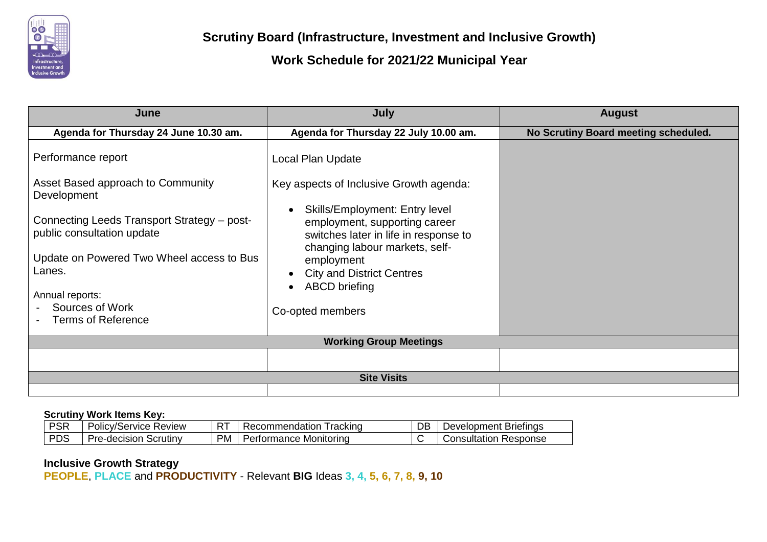# Scrutiny Board (Infrastructure, Investment and Inclusive Growth)

## Work Schedule for 2021/22 Municipal Year

| June | July | August |
|---|---|---|
| **Agenda for Thursday 24 June 10.30 am.** | **Agenda for Thursday 22 July 10.00 am.** | **No Scrutiny Board meeting scheduled.** |
| Performance report<br><br>Asset Based approach to Community Development<br><br>Connecting Leeds Transport Strategy – post-public consultation update<br><br>Update on Powered Two Wheel access to Bus Lanes.<br><br>Annual reports:<br>- Sources of Work<br>- Terms of Reference | Local Plan Update<br><br>Key aspects of Inclusive Growth agenda:<br>• Skills/Employment: Entry level employment, supporting career switches later in life in response to changing labour markets, self-employment<br>• City and District Centres<br>• ABCD briefing<br><br>Co-opted members | |
| **Working Group Meetings** | | |
| | | |
| **Site Visits** | | |
| | | |

**Scrutiny Work Items Key:**

| | | | | | |
|---|---|---|---|---|---|
| PSR | Policy/Service Review | RT | Recommendation Tracking | DB | Development Briefings |
| PDS | Pre-decision Scrutiny | PM | Performance Monitoring | C | Consultation Response |

**Inclusive Growth Strategy**

**PEOPLE**, **PLACE** and **PRODUCTIVITY** - Relevant **BIG** Ideas **3, 4, 5, 6, 7, 8, 9, 10**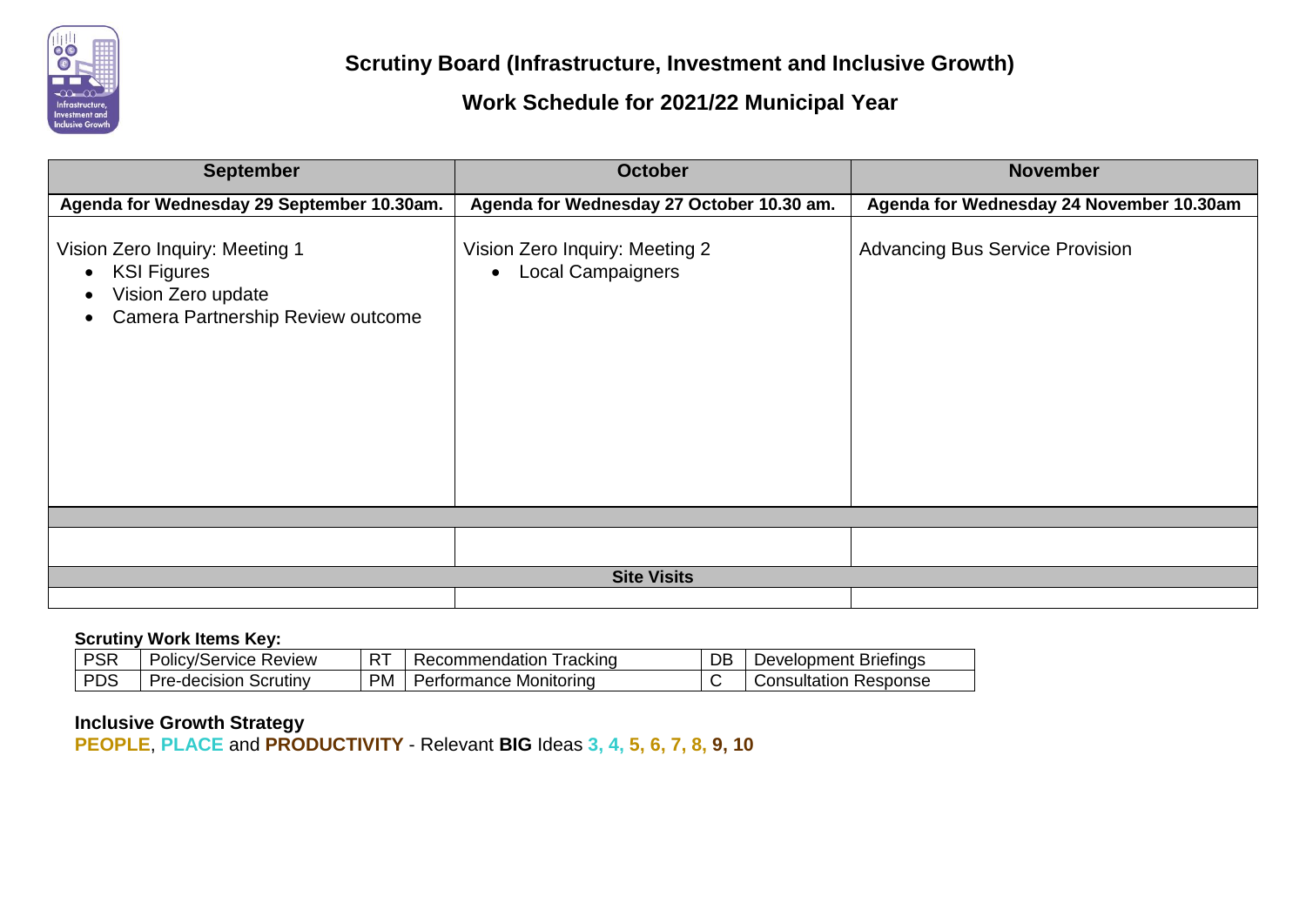# Scrutiny Board (Infrastructure, Investment and Inclusive Growth)

## Work Schedule for 2021/22 Municipal Year

| September | October | November |
|---|---|---|
| **Agenda for Wednesday 29 September 10.30am.** | **Agenda for Wednesday 27 October 10.30 am.** | **Agenda for Wednesday 24 November 10.30am** |
| Vision Zero Inquiry: Meeting 1<br>• KSI Figures<br>• Vision Zero update<br>• Camera Partnership Review outcome | Vision Zero Inquiry: Meeting 2<br>• Local Campaigners | Advancing Bus Service Provision |
| | | |
| | | |
| **Site Visits** | | |
| | | |

**Scrutiny Work Items Key:**

| | | | | | |
|---|---|---|---|---|---|
| PSR | Policy/Service Review | RT | Recommendation Tracking | DB | Development Briefings |
| PDS | Pre-decision Scrutiny | PM | Performance Monitoring | C | Consultation Response |

**Inclusive Growth Strategy**

**PEOPLE**, **PLACE** and **PRODUCTIVITY** - Relevant **BIG** Ideas **3, 4, 5, 6, 7, 8, 9, 10**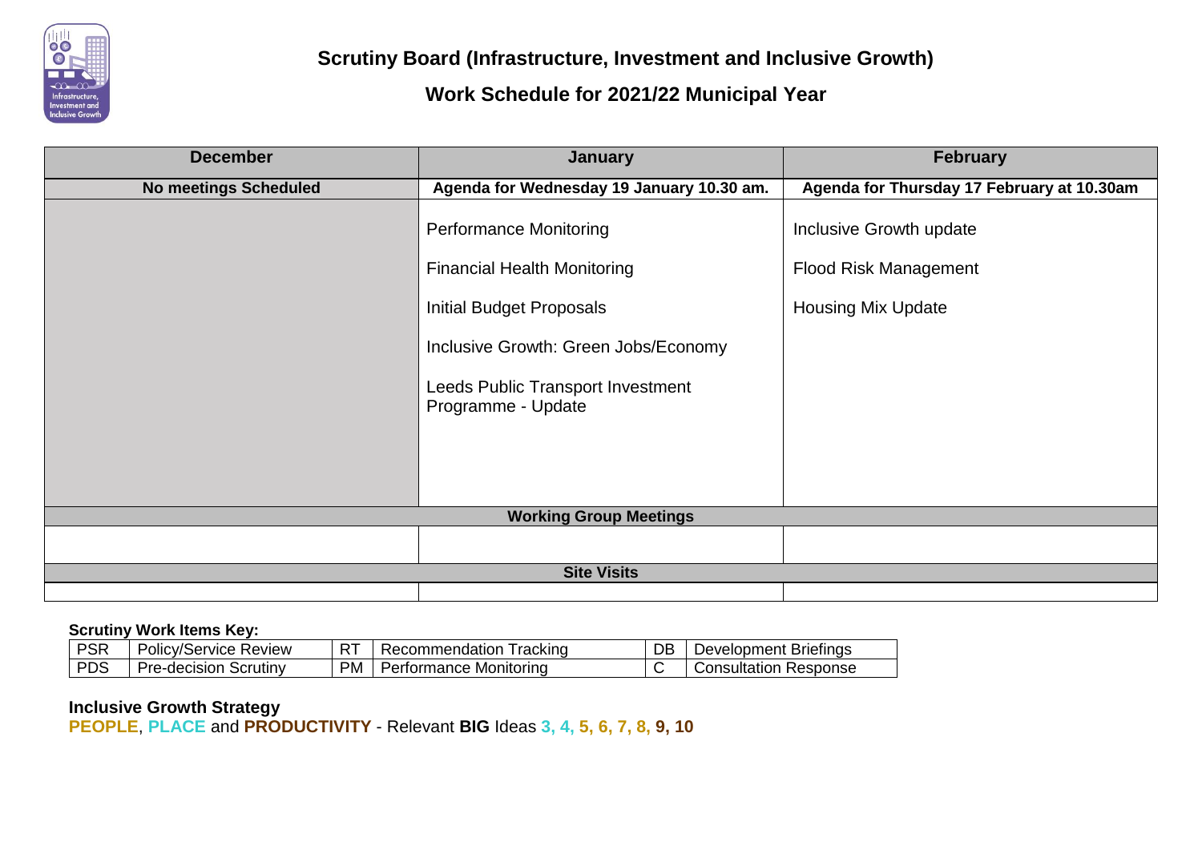# Scrutiny Board (Infrastructure, Investment and Inclusive Growth)

## Work Schedule for 2021/22 Municipal Year

| December | January | February |
|---|---|---|
| **No meetings Scheduled** | **Agenda for Wednesday 19 January 10.30 am.** | **Agenda for Thursday 17 February at 10.30am** |
| | Performance Monitoring<br><br>Financial Health Monitoring<br><br>Initial Budget Proposals<br><br>Inclusive Growth: Green Jobs/Economy<br><br>Leeds Public Transport Investment Programme - Update | Inclusive Growth update<br><br>Flood Risk Management<br><br>Housing Mix Update |
| **Working Group Meetings** | | |
| | | |
| **Site Visits** | | |
| | | |

**Scrutiny Work Items Key:**

| PSR | Policy/Service Review | RT | Recommendation Tracking | DB | Development Briefings |
|---|---|---|---|---|---|
| PDS | Pre-decision Scrutiny | PM | Performance Monitoring | C | Consultation Response |

**Inclusive Growth Strategy**

**PEOPLE**, **PLACE** and **PRODUCTIVITY** - Relevant **BIG** Ideas **3, 4, 5, 6, 7, 8, 9, 10**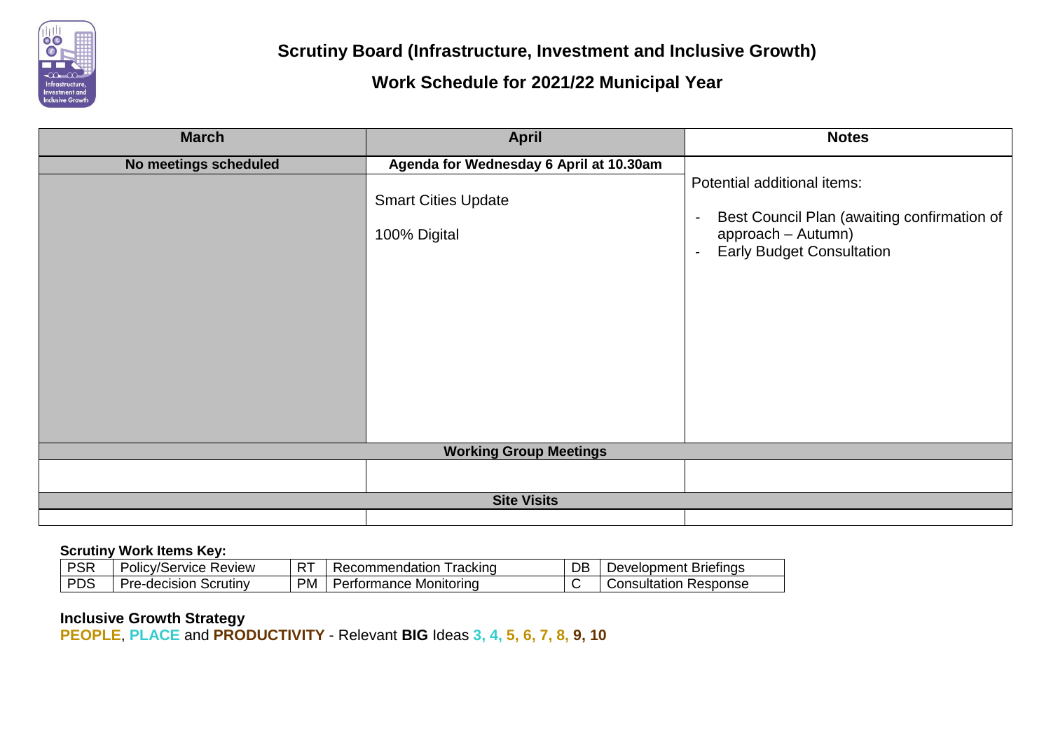# Scrutiny Board (Infrastructure, Investment and Inclusive Growth)

## Work Schedule for 2021/22 Municipal Year

| March | April | Notes |
|---|---|---|
| **No meetings scheduled** | **Agenda for Wednesday 6 April at 10.30am** | Potential additional items:<br>- Best Council Plan (awaiting confirmation of approach – Autumn)<br>- Early Budget Consultation |
| | Smart Cities Update<br><br>100% Digital | |
| **Working Group Meetings** | | |
| | | |
| **Site Visits** | | |
| | | |

**Scrutiny Work Items Key:**

| | | | | | |
|---|---|---|---|---|---|
| PSR | Policy/Service Review | RT | Recommendation Tracking | DB | Development Briefings |
| PDS | Pre-decision Scrutiny | PM | Performance Monitoring | C | Consultation Response |

**Inclusive Growth Strategy**
**PEOPLE**, **PLACE** and **PRODUCTIVITY** - Relevant **BIG** Ideas **3, 4, 5, 6, 7, 8, 9, 10**